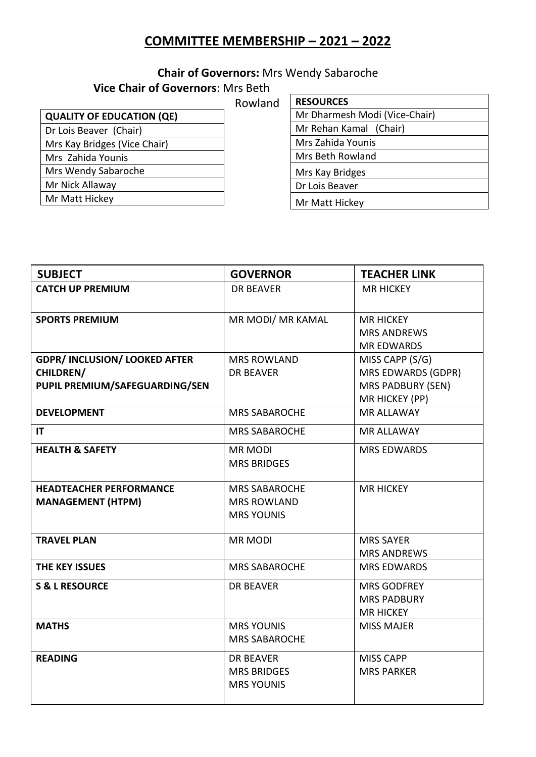# COMMITTEE MEMBERSHIP – 2021 – 2022

**Chair of Governors:** Mrs Wendy Sabaroche

**Vice Chair of Governors**: Mrs Beth Rowland

| QUALITY OF EDUCATION (QE) |
|---|
| Dr Lois Beaver (Chair) |
| Mrs Kay Bridges (Vice Chair) |
| Mrs Zahida Younis |
| Mrs Wendy Sabaroche |
| Mr Nick Allaway |
| Mr Matt Hickey |

| RESOURCES |
|---|
| Mr Dharmesh Modi (Vice-Chair) |
| Mr Rehan Kamal (Chair) |
| Mrs Zahida Younis |
| Mrs Beth Rowland |
| Mrs Kay Bridges |
| Dr Lois Beaver |
| Mr Matt Hickey |

| SUBJECT | GOVERNOR | TEACHER LINK |
|---|---|---|
| **CATCH UP PREMIUM** | DR BEAVER | MR HICKEY |
| **SPORTS PREMIUM** | MR MODI/ MR KAMAL | MR HICKEY<br>MRS ANDREWS<br>MR EDWARDS |
| **GDPR/ INCLUSION/ LOOKED AFTER CHILDREN/ PUPIL PREMIUM/SAFEGUARDING/SEN** | MRS ROWLAND<br>DR BEAVER | MISS CAPP (S/G)<br>MRS EDWARDS (GDPR)<br>MRS PADBURY (SEN)<br>MR HICKEY (PP) |
| **DEVELOPMENT** | MRS SABAROCHE | MR ALLAWAY |
| **IT** | MRS SABAROCHE | MR ALLAWAY |
| **HEALTH & SAFETY** | MR MODI<br>MRS BRIDGES | MRS EDWARDS |
| **HEADTEACHER PERFORMANCE MANAGEMENT (HTPM)** | MRS SABAROCHE<br>MRS ROWLAND<br>MRS YOUNIS | MR HICKEY |
| **TRAVEL PLAN** | MR MODI | MRS SAYER<br>MRS ANDREWS |
| **THE KEY ISSUES** | MRS SABAROCHE | MRS EDWARDS |
| **S & L RESOURCE** | DR BEAVER | MRS GODFREY<br>MRS PADBURY<br>MR HICKEY |
| **MATHS** | MRS YOUNIS<br>MRS SABAROCHE | MISS MAJER |
| **READING** | DR BEAVER<br>MRS BRIDGES<br>MRS YOUNIS | MISS CAPP<br>MRS PARKER |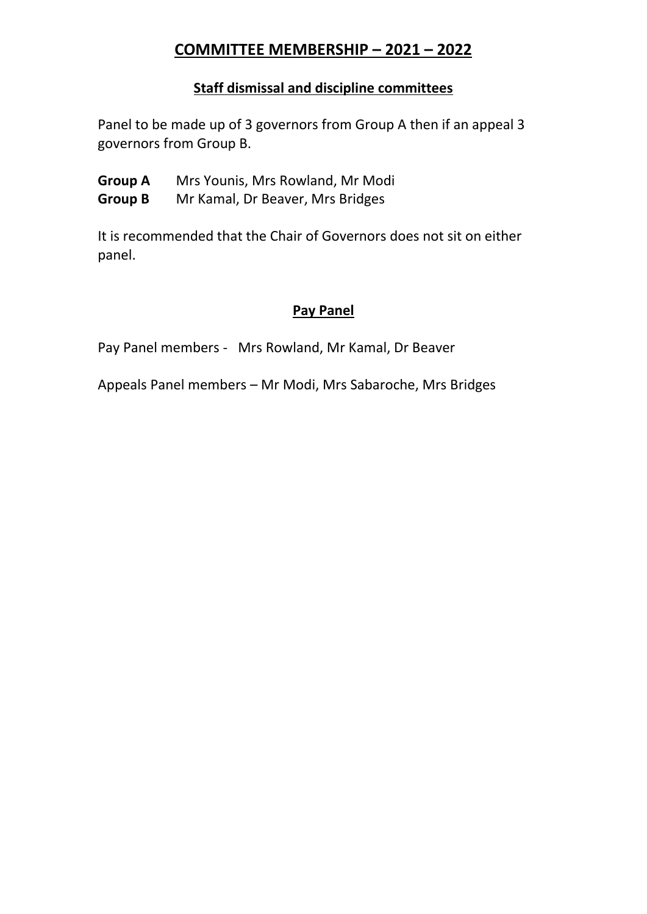# COMMITTEE MEMBERSHIP – 2021 – 2022

## Staff dismissal and discipline committees

Panel to be made up of 3 governors from Group A then if an appeal 3 governors from Group B.

**Group A** Mrs Younis, Mrs Rowland, Mr Modi
**Group B** Mr Kamal, Dr Beaver, Mrs Bridges

It is recommended that the Chair of Governors does not sit on either panel.

## Pay Panel

Pay Panel members - Mrs Rowland, Mr Kamal, Dr Beaver

Appeals Panel members – Mr Modi, Mrs Sabaroche, Mrs Bridges